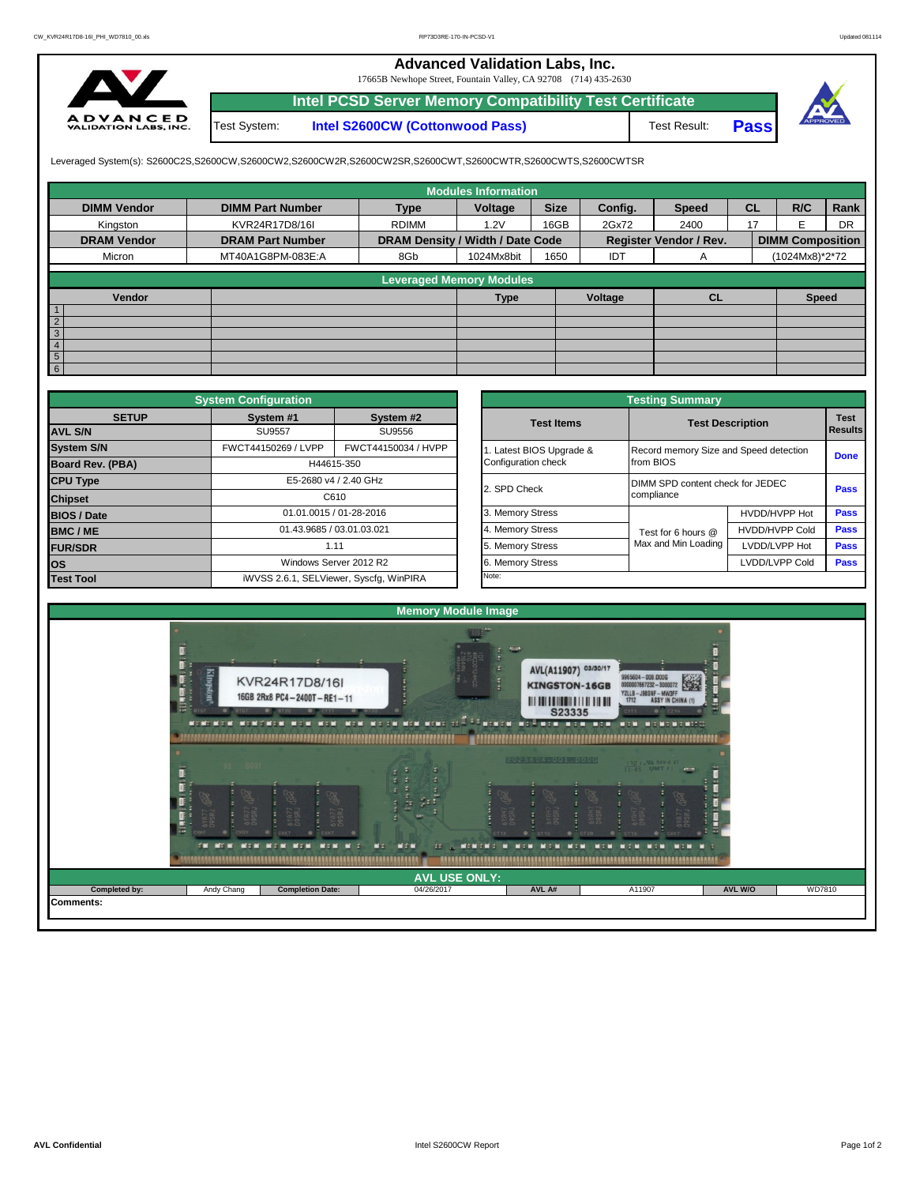# Advanced Validation Labs, Inc.

17665B Newhope Street, Fountain Valley, CA 92708 (714) 435-2630

## Intel PCSD Server Memory Compatibility Test Certificate

| Test System: | Intel S2600CW (Cottonwood Pass) | Test Result: | Pass |
|---|---|---|---|

Leveraged System(s): S2600C2S,S2600CW,S2600CW2,S2600CW2R,S2600CW2SR,S2600CWT,S2600CWTR,S2600CWTS,S2600CWTSR

### Modules Information

| DIMM Vendor | DIMM Part Number | Type | Voltage | Size | Config. | Speed | CL | R/C | Rank |
|---|---|---|---|---|---|---|---|---|---|
| Kingston | KVR24R17D8/16I | RDIMM | 1.2V | 16GB | 2Gx72 | 2400 | 17 | E | DR |
| **DRAM Vendor** | **DRAM Part Number** | **DRAM Density / Width / Date Code** | | | **Register Vendor / Rev.** | | **DIMM Composition** | | |
| Micron | MT40A1G8PM-083E:A | 8Gb | 1024Mx8bit | 1650 | IDT | A | (1024Mx8)*2*72 | | |

### Leveraged Memory Modules

| | Vendor | | Type | Voltage | CL | Speed |
|---|---|---|---|---|---|---|
| 1 | | | | | | |
| 2 | | | | | | |
| 3 | | | | | | |
| 4 | | | | | | |
| 5 | | | | | | |
| 6 | | | | | | |

### System Configuration

| SETUP | System #1 | System #2 |
|---|---|---|
| AVL S/N | SU9557 | SU9556 |
| System S/N | FWCT44150269 / LVPP | FWCT44150034 / HVPP |
| Board Rev. (PBA) | H44615-350 | |
| CPU Type | E5-2680 v4 / 2.40 GHz | |
| Chipset | C610 | |
| BIOS / Date | 01.01.0015 / 01-28-2016 | |
| BMC / ME | 01.43.9685 / 03.01.03.021 | |
| FUR/SDR | 1.11 | |
| OS | Windows Server 2012 R2 | |
| Test Tool | iWVSS 2.6.1, SELViewer, Syscfg, WinPIRA | |

### Testing Summary

| Test Items | Test Description | | Test Results |
|---|---|---|---|
| 1. Latest BIOS Upgrade & Configuration check | Record memory Size and Speed detection from BIOS | | Done |
| 2. SPD Check | DIMM SPD content check for JEDEC compliance | | Pass |
| 3. Memory Stress | Test for 6 hours @ Max and Min Loading | HVDD/HVPP Hot | Pass |
| 4. Memory Stress | | HVDD/HVPP Cold | Pass |
| 5. Memory Stress | | LVDD/LVPP Hot | Pass |
| 6. Memory Stress | | LVDD/LVPP Cold | Pass |
| Note: | | | |

### Memory Module Image

### AVL USE ONLY:

| Completed by: | Andy Chang | Completion Date: | 04/26/2017 | AVL A# | A11907 | AVL W/O | WD7810 |
|---|---|---|---|---|---|---|---|

**Comments:**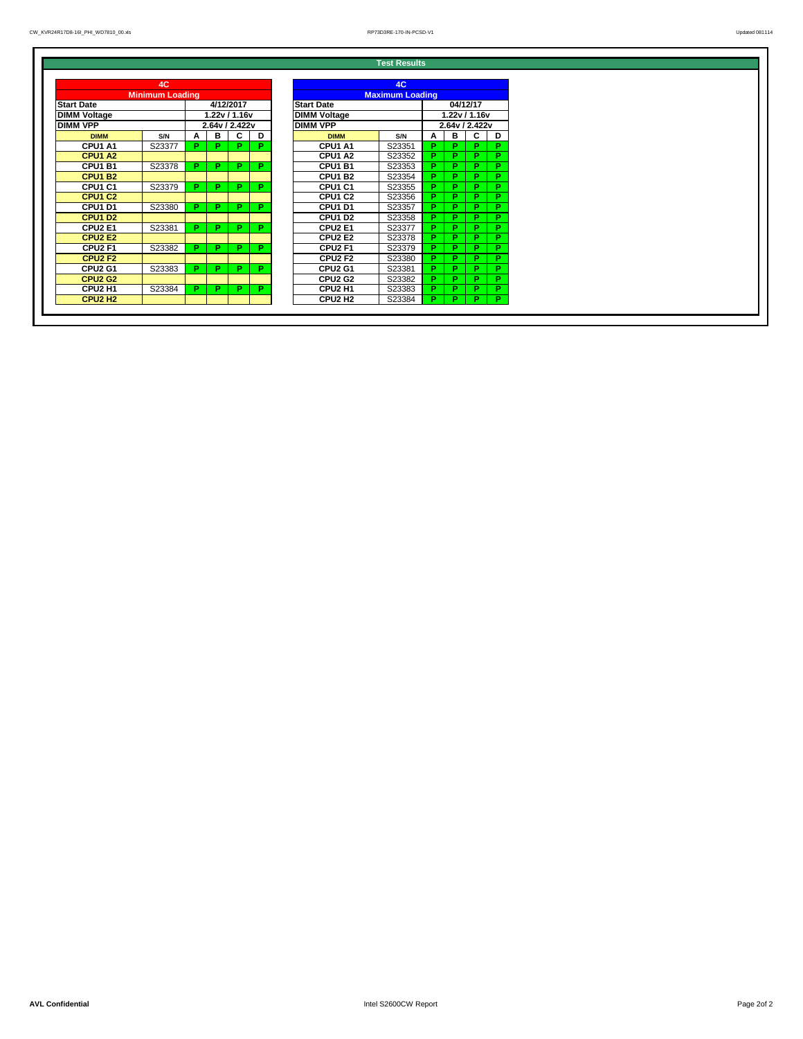## Test Results

| 4C Minimum Loading | | | | | |
|---|---|---|---|---|---|
| **Start Date** | | 4/12/2017 | | | |
| **DIMM Voltage** | | 1.22v / 1.16v | | | |
| **DIMM VPP** | | 2.64v / 2.422v | | | |
| **DIMM** | **S/N** | **A** | **B** | **C** | **D** |
| **CPU1 A1** | S23377 | P | P | P | P |
| **CPU1 A2** | | | | | |
| **CPU1 B1** | S23378 | P | P | P | P |
| **CPU1 B2** | | | | | |
| **CPU1 C1** | S23379 | P | P | P | P |
| **CPU1 C2** | | | | | |
| **CPU1 D1** | S23380 | P | P | P | P |
| **CPU1 D2** | | | | | |
| **CPU2 E1** | S23381 | P | P | P | P |
| **CPU2 E2** | | | | | |
| **CPU2 F1** | S23382 | P | P | P | P |
| **CPU2 F2** | | | | | |
| **CPU2 G1** | S23383 | P | P | P | P |
| **CPU2 G2** | | | | | |
| **CPU2 H1** | S23384 | P | P | P | P |
| **CPU2 H2** | | | | | |

| 4C Maximum Loading | | | | | |
|---|---|---|---|---|---|
| **Start Date** | | 04/12/17 | | | |
| **DIMM Voltage** | | 1.22v / 1.16v | | | |
| **DIMM VPP** | | 2.64v / 2.422v | | | |
| **DIMM** | **S/N** | **A** | **B** | **C** | **D** |
| **CPU1 A1** | S23351 | P | P | P | P |
| **CPU1 A2** | S23352 | P | P | P | P |
| **CPU1 B1** | S23353 | P | P | P | P |
| **CPU1 B2** | S23354 | P | P | P | P |
| **CPU1 C1** | S23355 | P | P | P | P |
| **CPU1 C2** | S23356 | P | P | P | P |
| **CPU1 D1** | S23357 | P | P | P | P |
| **CPU1 D2** | S23358 | P | P | P | P |
| **CPU2 E1** | S23377 | P | P | P | P |
| **CPU2 E2** | S23378 | P | P | P | P |
| **CPU2 F1** | S23379 | P | P | P | P |
| **CPU2 F2** | S23380 | P | P | P | P |
| **CPU2 G1** | S23381 | P | P | P | P |
| **CPU2 G2** | S23382 | P | P | P | P |
| **CPU2 H1** | S23383 | P | P | P | P |
| **CPU2 H2** | S23384 | P | P | P | P |